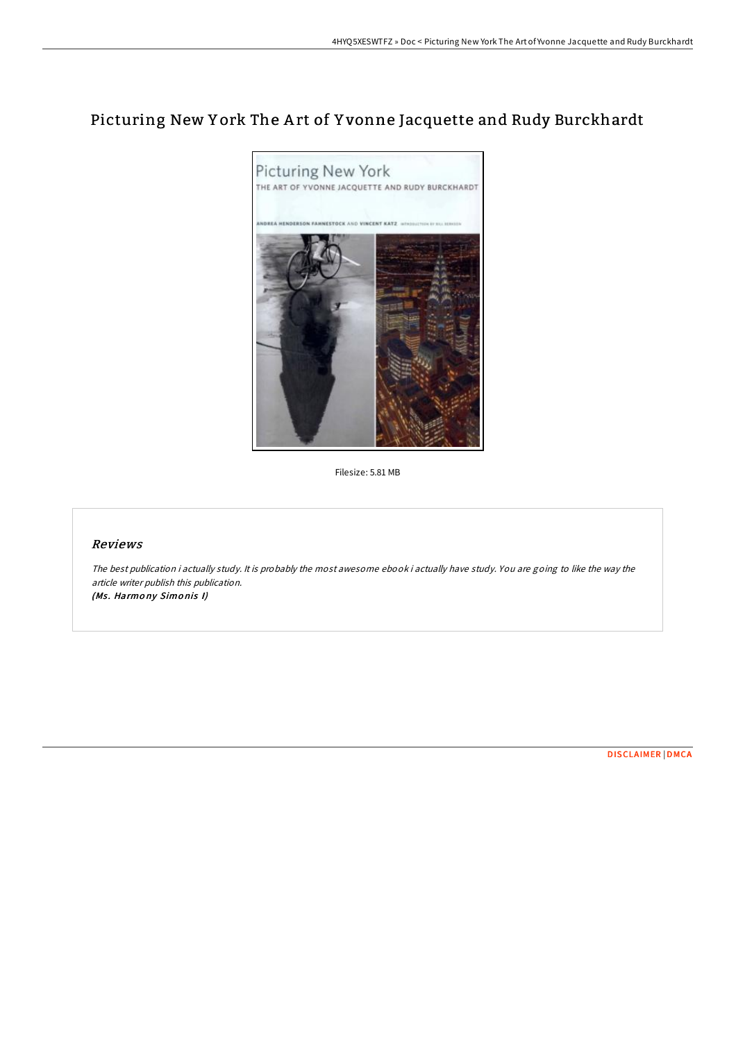# Picturing New York The Art of Yvonne Jacquette and Rudy Burckhardt

Filesize: 5.81 MB

## Reviews

*The best publication i actually study. It is probably the most awesome ebook i actually have study. You are going to like the way the article writer publish this publication.*
***(Ms. Harmony Simonis I)***

DISCLAIMER | DMCA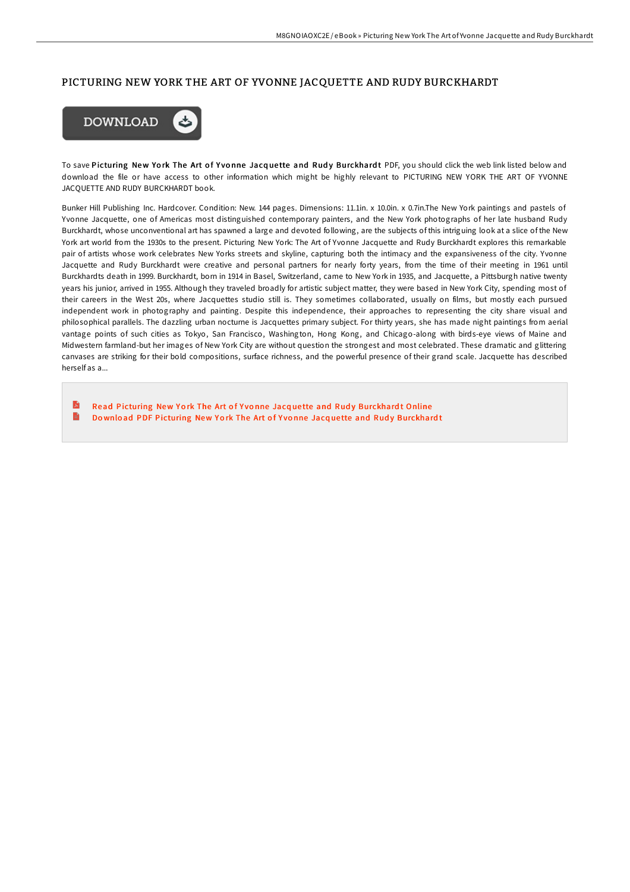# PICTURING NEW YORK THE ART OF YVONNE JACQUETTE AND RUDY BURCKHARDT

DOWNLOAD

To save **Picturing New York The Art of Yvonne Jacquette and Rudy Burckhardt** PDF, you should click the web link listed below and download the file or have access to other information which might be highly relevant to PICTURING NEW YORK THE ART OF YVONNE JACQUETTE AND RUDY BURCKHARDT book.

Bunker Hill Publishing Inc. Hardcover. Condition: New. 144 pages. Dimensions: 11.1in. x 10.0in. x 0.7in.The New York paintings and pastels of Yvonne Jacquette, one of Americas most distinguished contemporary painters, and the New York photographs of her late husband Rudy Burckhardt, whose unconventional art has spawned a large and devoted following, are the subjects of this intriguing look at a slice of the New York art world from the 1930s to the present. Picturing New York: The Art of Yvonne Jacquette and Rudy Burckhardt explores this remarkable pair of artists whose work celebrates New Yorks streets and skyline, capturing both the intimacy and the expansiveness of the city. Yvonne Jacquette and Rudy Burckhardt were creative and personal partners for nearly forty years, from the time of their meeting in 1961 until Burckhardts death in 1999. Burckhardt, born in 1914 in Basel, Switzerland, came to New York in 1935, and Jacquette, a Pittsburgh native twenty years his junior, arrived in 1955. Although they traveled broadly for artistic subject matter, they were based in New York City, spending most of their careers in the West 20s, where Jacquettes studio still is. They sometimes collaborated, usually on films, but mostly each pursued independent work in photography and painting. Despite this independence, their approaches to representing the city share visual and philosophical parallels. The dazzling urban nocturne is Jacquettes primary subject. For thirty years, she has made night paintings from aerial vantage points of such cities as Tokyo, San Francisco, Washington, Hong Kong, and Chicago-along with birds-eye views of Maine and Midwestern farmland-but her images of New York City are without question the strongest and most celebrated. These dramatic and glittering canvases are striking for their bold compositions, surface richness, and the powerful presence of their grand scale. Jacquette has described herself as a...

Read Picturing New York The Art of Yvonne Jacquette and Rudy Burckhardt Online

Download PDF Picturing New York The Art of Yvonne Jacquette and Rudy Burckhardt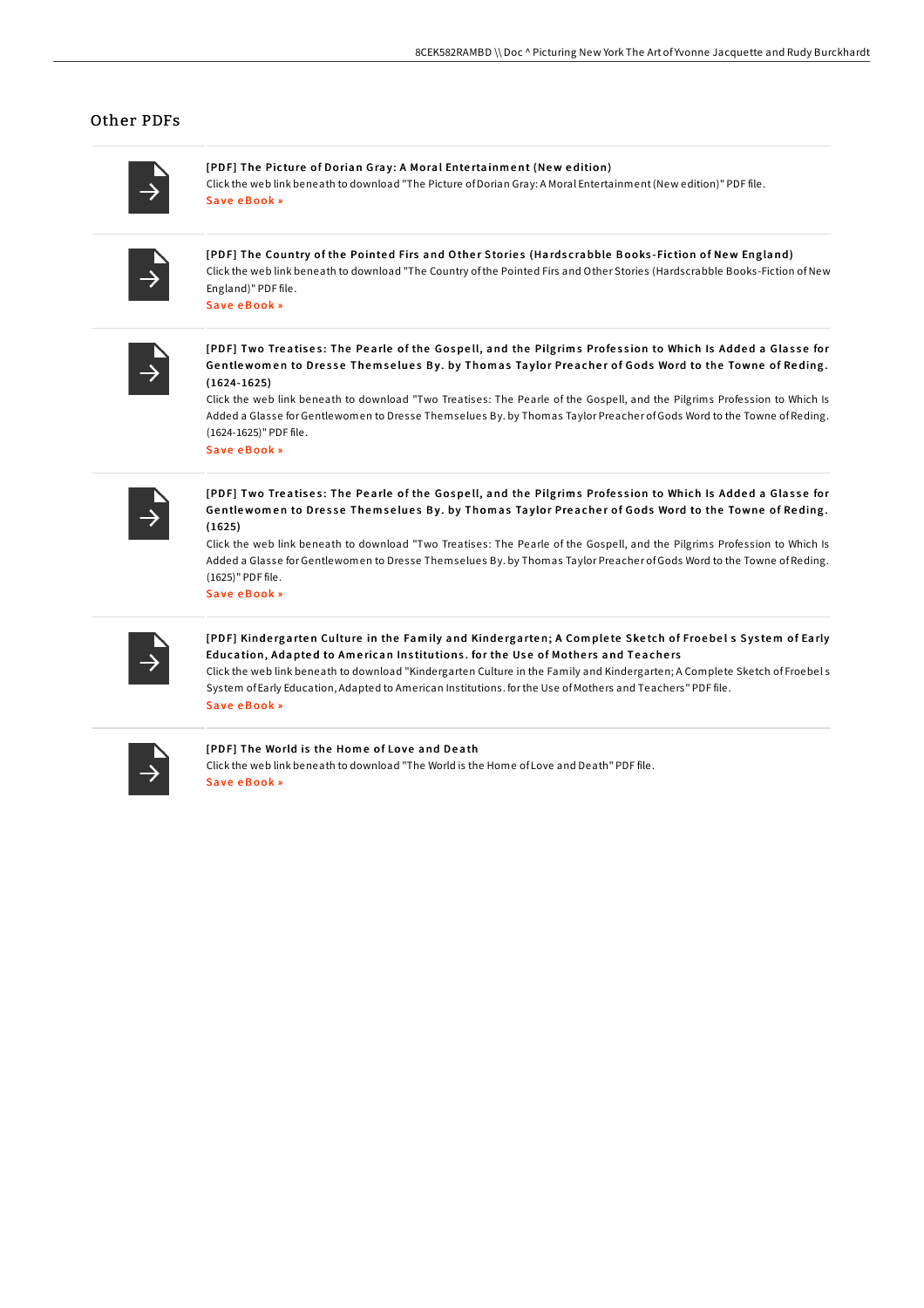## Other PDFs

[PDF] The Picture of Dorian Gray: A Moral Entertainment (New edition)
Click the web link beneath to download "The Picture of Dorian Gray: A Moral Entertainment (New edition)" PDF file.
Save eBook »

[PDF] The Country of the Pointed Firs and Other Stories (Hardscrabble Books-Fiction of New England)
Click the web link beneath to download "The Country of the Pointed Firs and Other Stories (Hardscrabble Books-Fiction of New England)" PDF file.
Save eBook »

[PDF] Two Treatises: The Pearle of the Gospell, and the Pilgrims Profession to Which Is Added a Glasse for Gentlewomen to Dresse Themselues By. by Thomas Taylor Preacher of Gods Word to the Towne of Reding. (1624-1625)
Click the web link beneath to download "Two Treatises: The Pearle of the Gospell, and the Pilgrims Profession to Which Is Added a Glasse for Gentlewomen to Dresse Themselues By. by Thomas Taylor Preacher of Gods Word to the Towne of Reding. (1624-1625)" PDF file.
Save eBook »

[PDF] Two Treatises: The Pearle of the Gospell, and the Pilgrims Profession to Which Is Added a Glasse for Gentlewomen to Dresse Themselues By. by Thomas Taylor Preacher of Gods Word to the Towne of Reding. (1625)
Click the web link beneath to download "Two Treatises: The Pearle of the Gospell, and the Pilgrims Profession to Which Is Added a Glasse for Gentlewomen to Dresse Themselues By. by Thomas Taylor Preacher of Gods Word to the Towne of Reding. (1625)" PDF file.
Save eBook »

[PDF] Kindergarten Culture in the Family and Kindergarten; A Complete Sketch of Froebel s System of Early Education, Adapted to American Institutions. for the Use of Mothers and Teachers
Click the web link beneath to download "Kindergarten Culture in the Family and Kindergarten; A Complete Sketch of Froebel s System of Early Education, Adapted to American Institutions. for the Use of Mothers and Teachers" PDF file.
Save eBook »

[PDF] The World is the Home of Love and Death
Click the web link beneath to download "The World is the Home of Love and Death" PDF file.
Save eBook »